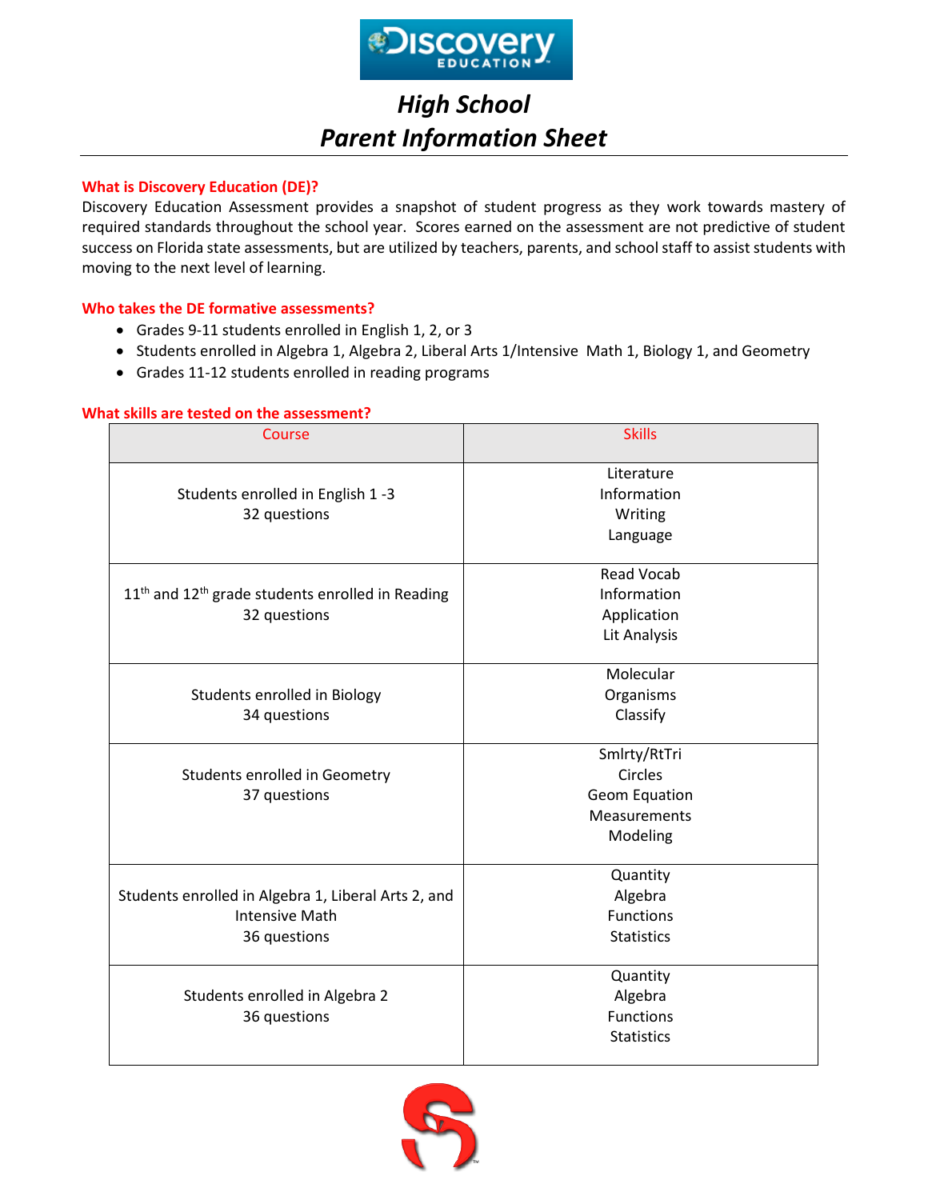# High School
# Parent Information Sheet

### What is Discovery Education (DE)?

Discovery Education Assessment provides a snapshot of student progress as they work towards mastery of required standards throughout the school year. Scores earned on the assessment are not predictive of student success on Florida state assessments, but are utilized by teachers, parents, and school staff to assist students with moving to the next level of learning.

### Who takes the DE formative assessments?

- Grades 9-11 students enrolled in English 1, 2, or 3
- Students enrolled in Algebra 1, Algebra 2, Liberal Arts 1/Intensive Math 1, Biology 1, and Geometry
- Grades 11-12 students enrolled in reading programs

### What skills are tested on the assessment?

| Course | Skills |
| --- | --- |
| Students enrolled in English 1 -3<br>32 questions | Literature<br>Information<br>Writing<br>Language |
| 11th and 12th grade students enrolled in Reading<br>32 questions | Read Vocab<br>Information<br>Application<br>Lit Analysis |
| Students enrolled in Biology<br>34 questions | Molecular<br>Organisms<br>Classify |
| Students enrolled in Geometry<br>37 questions | Smlrty/RtTri<br>Circles<br>Geom Equation<br>Measurements<br>Modeling |
| Students enrolled in Algebra 1, Liberal Arts 2, and Intensive Math<br>36 questions | Quantity<br>Algebra<br>Functions<br>Statistics |
| Students enrolled in Algebra 2<br>36 questions | Quantity<br>Algebra<br>Functions<br>Statistics |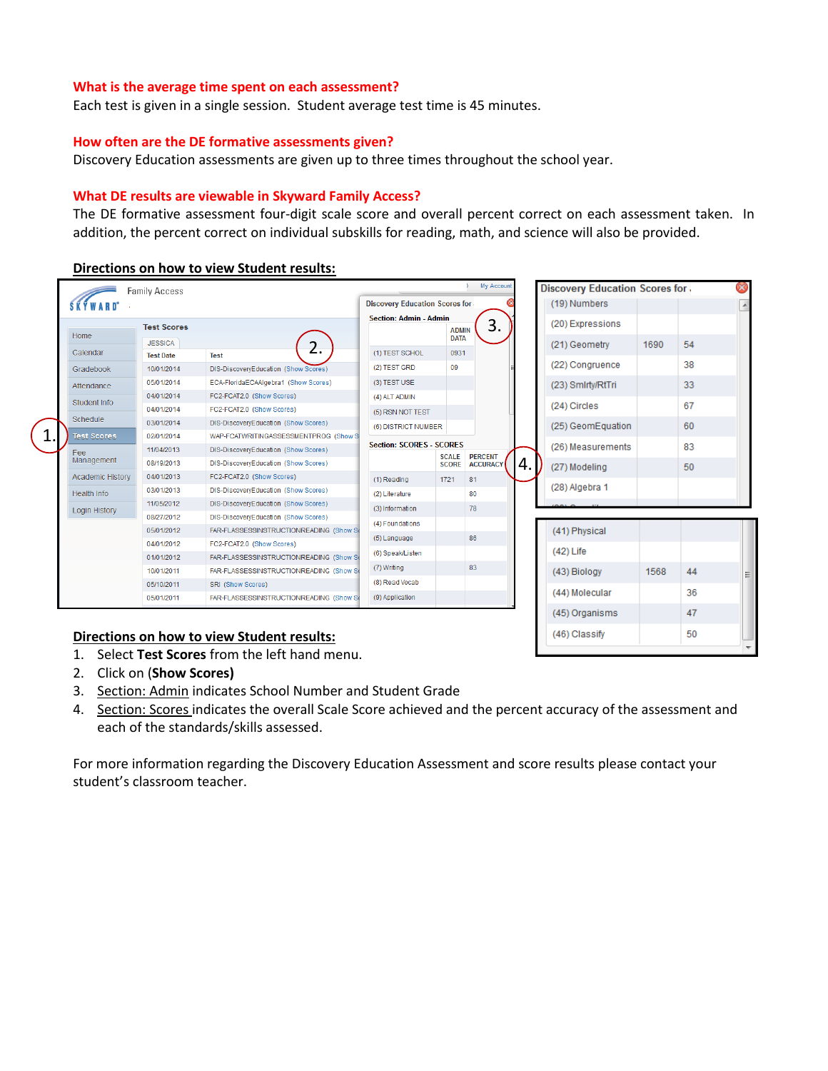**What is the average time spent on each assessment?**

Each test is given in a single session. Student average test time is 45 minutes.

**How often are the DE formative assessments given?**

Discovery Education assessments are given up to three times throughout the school year.

**What DE results are viewable in Skyward Family Access?**

The DE formative assessment four-digit scale score and overall percent correct on each assessment taken. In addition, the percent correct on individual subskills for reading, math, and science will also be provided.

## Directions on how to view Student results:

## Directions on how to view Student results:

1. Select **Test Scores** from the left hand menu.
2. Click on **(Show Scores)**
3. Section: Admin indicates School Number and Student Grade
4. Section: Scores indicates the overall Scale Score achieved and the percent accuracy of the assessment and each of the standards/skills assessed.

For more information regarding the Discovery Education Assessment and score results please contact your student's classroom teacher.